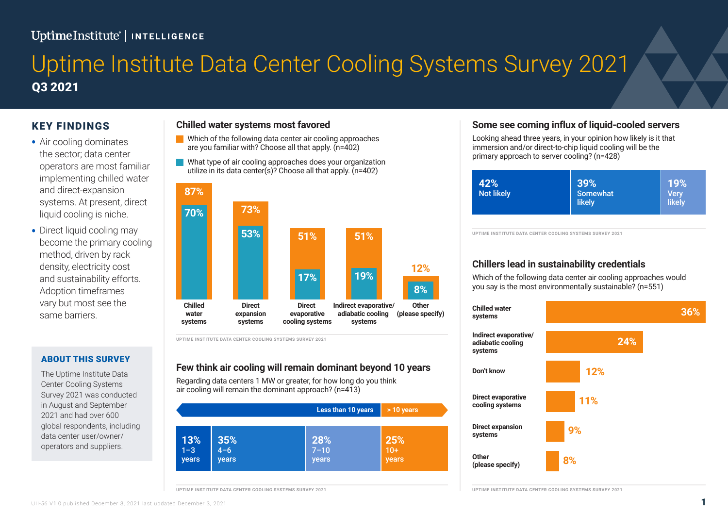Uptime Institute | INTELLIGENCE

# Uptime Institute Data Center Cooling Systems Survey 2021

**Q3 2021**

## KEY FINDINGS

- Air cooling dominates the sector; data center operators are most familiar implementing chilled water and direct-expansion systems. At present, direct liquid cooling is niche.
- Direct liquid cooling may become the primary cooling method, driven by rack density, electricity cost and sustainability efforts. Adoption timeframes vary but most see the same barriers.

### ABOUT THIS SURVEY

The Uptime Institute Data Center Cooling Systems Survey 2021 was conducted in August and September 2021 and had over 600 global respondents, including data center user/owner/operators and suppliers.

## Chilled water systems most favored

- Which of the following data center air cooling approaches are you familiar with? Choose all that apply. (n=402)
- What type of air cooling approaches does your organization utilize in its data center(s)? Choose all that apply. (n=402)

| Approach | Familiar with | Utilize |
|---|---|---|
| Chilled water systems | 87% | 70% |
| Direct expansion systems | 73% | 53% |
| Direct evaporative cooling systems | 51% | 17% |
| Indirect evaporative/ adiabatic cooling systems | 51% | 19% |
| Other (please specify) | 12% | 8% |

UPTIME INSTITUTE DATA CENTER COOLING SYSTEMS SURVEY 2021

## Few think air cooling will remain dominant beyond 10 years

Regarding data centers 1 MW or greater, for how long do you think air cooling will remain the dominant approach? (n=413)

| Less than 10 years | | | > 10 years |
|---|---|---|---|
| 13% 1–3 years | 35% 4–6 years | 28% 7–10 years | 25% 10+ years |

UPTIME INSTITUTE DATA CENTER COOLING SYSTEMS SURVEY 2021

## Some see coming influx of liquid-cooled servers

Looking ahead three years, in your opinion how likely is it that immersion and/or direct-to-chip liquid cooling will be the primary approach to server cooling? (n=428)

| Not likely | Somewhat likely | Very likely |
|---|---|---|
| 42% | 39% | 19% |

UPTIME INSTITUTE DATA CENTER COOLING SYSTEMS SURVEY 2021

## Chillers lead in sustainability credentials

Which of the following data center air cooling approaches would you say is the most environmentally sustainable? (n=551)

| Approach | % |
|---|---|
| Chilled water systems | 36% |
| Indirect evaporative/ adiabatic cooling systems | 24% |
| Don't know | 12% |
| Direct evaporative cooling systems | 11% |
| Direct expansion systems | 9% |
| Other (please specify) | 8% |

UPTIME INSTITUTE DATA CENTER COOLING SYSTEMS SURVEY 2021

UII-56 V1.0 published December 3, 2021 last updated December 3, 2021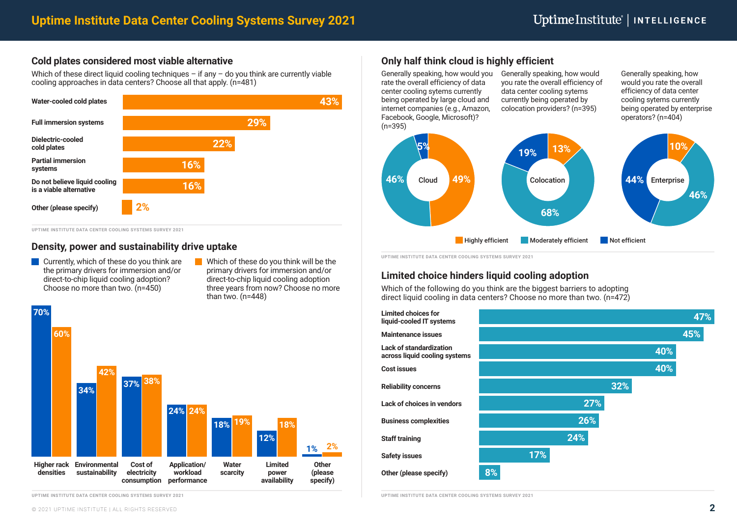# Uptime Institute Data Center Cooling Systems Survey 2021

## Cold plates considered most viable alternative

Which of these direct liquid cooling techniques – if any – do you think are currently viable cooling approaches in data centers? Choose all that apply. (n=481)

| Technique | % |
|---|---|
| Water-cooled cold plates | 43% |
| Full immersion systems | 29% |
| Dielectric-cooled cold plates | 22% |
| Partial immersion systems | 16% |
| Do not believe liquid cooling is a viable alternative | 16% |
| Other (please specify) | 2% |

UPTIME INSTITUTE DATA CENTER COOLING SYSTEMS SURVEY 2021

## Density, power and sustainability drive uptake

- Currently, which of these do you think are the primary drivers for immersion and/or direct-to-chip liquid cooling adoption? Choose no more than two. (n=450)
- Which of these do you think will be the primary drivers for immersion and/or direct-to-chip liquid cooling adoption three years from now? Choose no more than two. (n=448)

| Driver | Currently | Three years from now |
|---|---|---|
| Higher rack densities | 70% | 60% |
| Environmental sustainability | 34% | 42% |
| Cost of electricity consumption | 37% | 38% |
| Application/workload performance | 24% | 24% |
| Water scarcity | 18% | 19% |
| Limited power availability | 12% | 18% |
| Other (please specify) | 1% | 2% |

UPTIME INSTITUTE DATA CENTER COOLING SYSTEMS SURVEY 2021

## Only half think cloud is highly efficient

- Cloud: Generally speaking, how would you rate the overall efficiency of data center cooling sytems currently being operated by large cloud and internet companies (e.g., Amazon, Facebook, Google, Microsoft)? (n=395)
- Colocation: Generally speaking, how would you rate the overall efficiency of data center cooling sytems currently being operated by colocation providers? (n=395)
- Enterprise: Generally speaking, how would you rate the overall efficiency of data center cooling systems currently being operated by enterprise operators? (n=404)

| | Highly efficient | Moderately efficient | Not efficient |
|---|---|---|---|
| Cloud | 49% | 46% | 5% |
| Colocation | 13% | 68% | 19% |
| Enterprise | 10% | 46% | 44% |

UPTIME INSTITUTE DATA CENTER COOLING SYSTEMS SURVEY 2021

## Limited choice hinders liquid cooling adoption

Which of the following do you think are the biggest barriers to adopting direct liquid cooling in data centers? Choose no more than two. (n=472)

| Barrier | % |
|---|---|
| Limited choices for liquid-cooled IT systems | 47% |
| Maintenance issues | 45% |
| Lack of standardization across liquid cooling systems | 40% |
| Cost issues | 40% |
| Reliability concerns | 32% |
| Lack of choices in vendors | 27% |
| Business complexities | 26% |
| Staff training | 24% |
| Safety issues | 17% |
| Other (please specify) | 8% |

UPTIME INSTITUTE DATA CENTER COOLING SYSTEMS SURVEY 2021

© 2021 UPTIME INSTITUTE | ALL RIGHTS RESERVED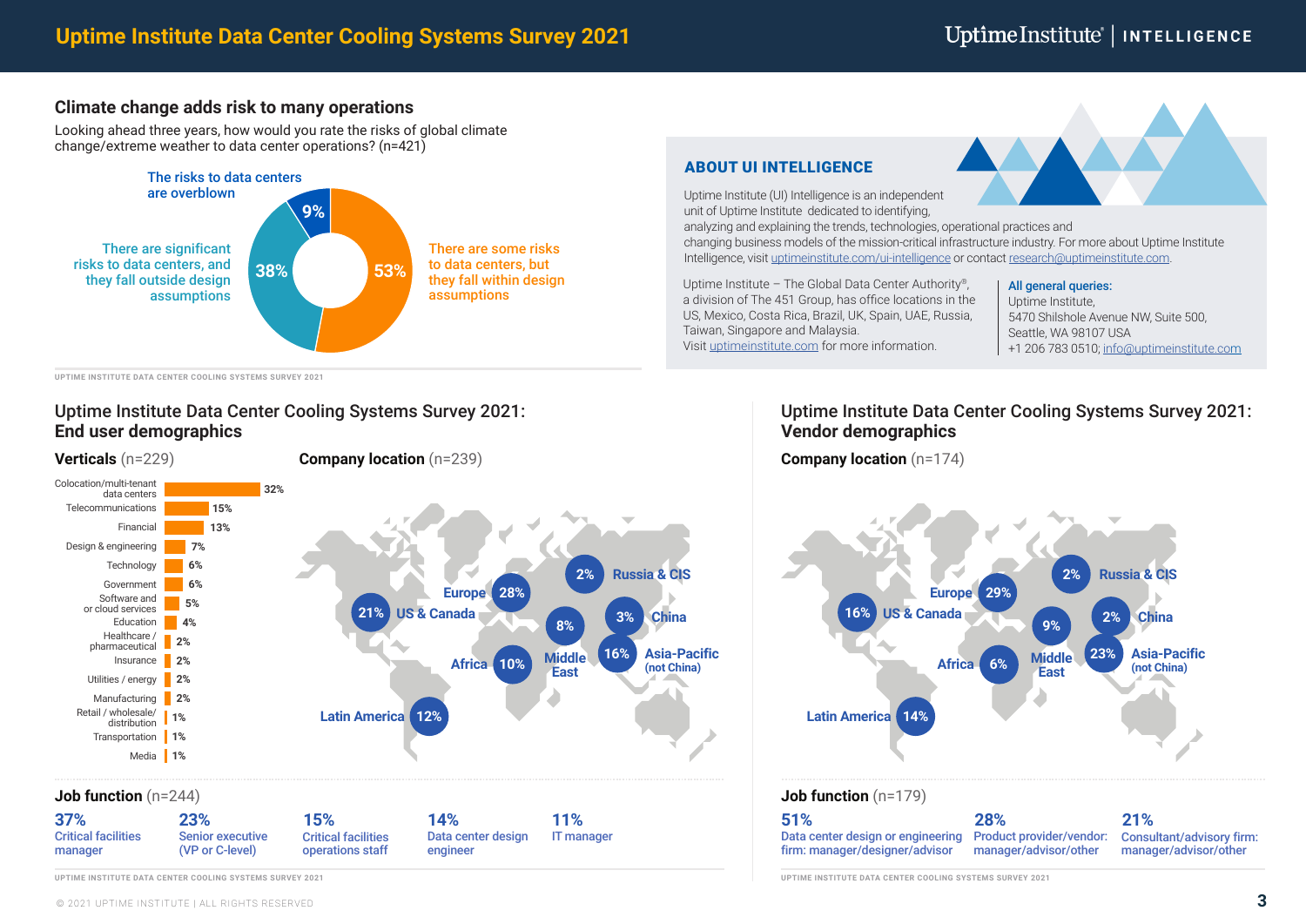# Uptime Institute Data Center Cooling Systems Survey 2021

## Climate change adds risk to many operations

Looking ahead three years, how would you rate the risks of global climate change/extreme weather to data center operations? (n=421)

The risks to data centers are overblown 9%

There are significant risks to data centers, and they fall outside design assumptions 38%

There are some risks to data centers, but they fall within design assumptions 53%

UPTIME INSTITUTE DATA CENTER COOLING SYSTEMS SURVEY 2021

## ABOUT UI INTELLIGENCE

Uptime Institute (UI) Intelligence is an independent unit of Uptime Institute dedicated to identifying, analyzing and explaining the trends, technologies, operational practices and changing business models of the mission-critical infrastructure industry. For more about Uptime Institute Intelligence, visit uptimeinstitute.com/ui-intelligence or contact research@uptimeinstitute.com.

Uptime Institute – The Global Data Center Authority®, a division of The 451 Group, has office locations in the US, Mexico, Costa Rica, Brazil, UK, Spain, UAE, Russia, Taiwan, Singapore and Malaysia. Visit uptimeinstitute.com for more information.

**All general queries:**
Uptime Institute,
5470 Shilshole Avenue NW, Suite 500,
Seattle, WA 98107 USA
+1 206 783 0510; info@uptimeinstitute.com

## Uptime Institute Data Center Cooling Systems Survey 2021: End user demographics

**Verticals** (n=229)

Colocation/multi-tenant data centers 32%
Telecommunications 15%
Financial 13%
Design & engineering 7%
Technology 6%
Government 6%
Software and or cloud services 5%
Education 4%
Healthcare / pharmaceutical 2%
Insurance 2%
Utilities / energy 2%
Manufacturing 2%
Retail / wholesale/ distribution 1%
Transportation 1%
Media 1%

**Company location** (n=239)

US & Canada 21%
Europe 28%
Russia & CIS 2%
China 3%
Middle East 8%
Asia-Pacific (not China) 16%
Africa 10%
Latin America 12%

**Job function** (n=244)

- **37%** Critical facilities manager
- **23%** Senior executive (VP or C-level)
- **15%** Critical facilities operations staff
- **14%** Data center design engineer
- **11%** IT manager

UPTIME INSTITUTE DATA CENTER COOLING SYSTEMS SURVEY 2021

## Uptime Institute Data Center Cooling Systems Survey 2021: Vendor demographics

**Company location** (n=174)

US & Canada 16%
Europe 29%
Russia & CIS 2%
China 2%
Middle East 9%
Asia-Pacific (not China) 23%
Africa 6%
Latin America 14%

**Job function** (n=179)

- **51%** Data center design or engineering firm: manager/designer/advisor
- **28%** Product provider/vendor: manager/advisor/other
- **21%** Consultant/advisory firm: manager/advisor/other

UPTIME INSTITUTE DATA CENTER COOLING SYSTEMS SURVEY 2021

© 2021 UPTIME INSTITUTE | ALL RIGHTS RESERVED